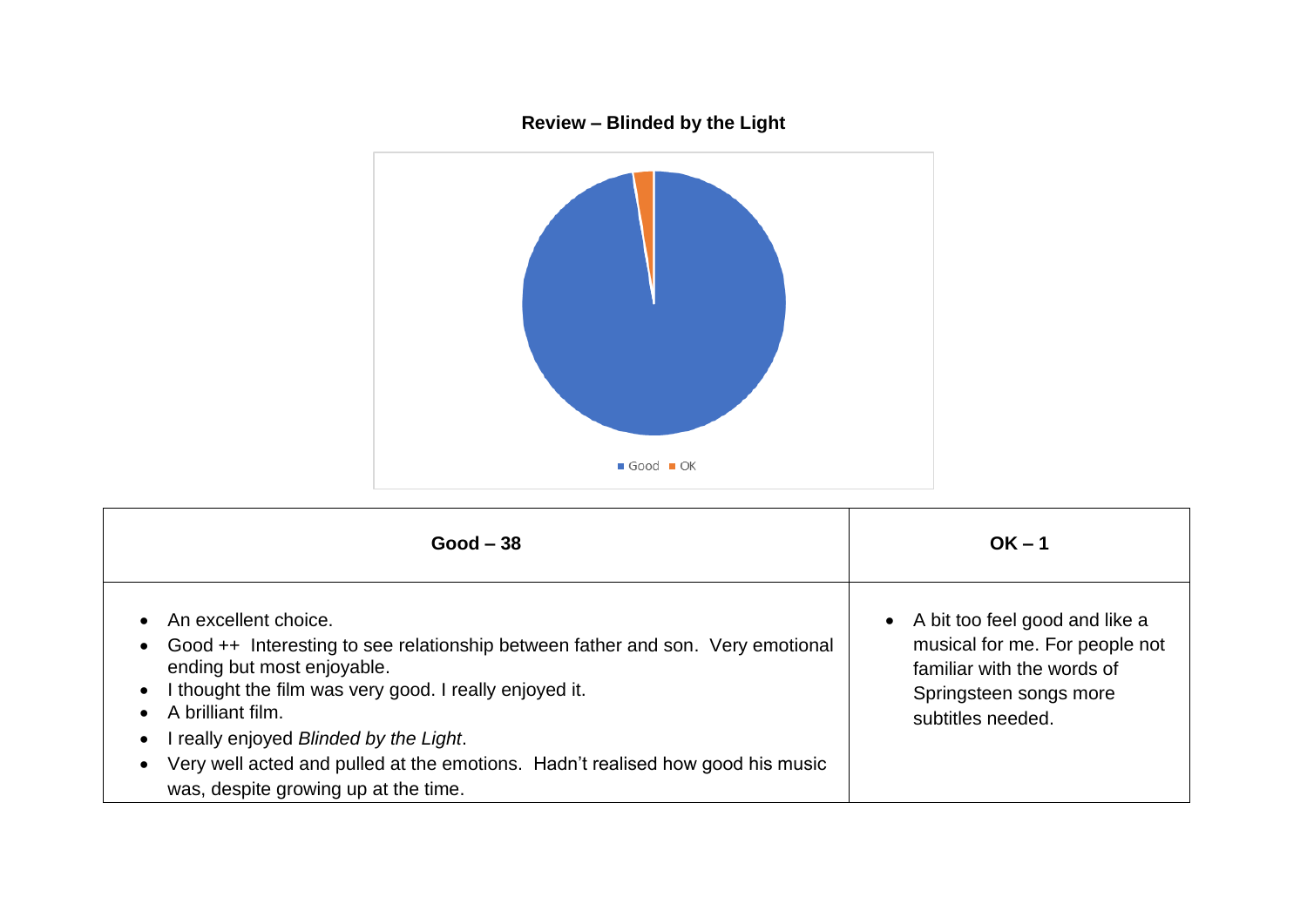**Review – Blinded by the Light**

Good  OK

| Good – 38 | OK – 1 |
| --- | --- |
| • An excellent choice.<br>• Good ++ Interesting to see relationship between father and son. Very emotional ending but most enjoyable.<br>• I thought the film was very good. I really enjoyed it.<br>• A brilliant film.<br>• I really enjoyed *Blinded by the Light*.<br>• Very well acted and pulled at the emotions. Hadn't realised how good his music was, despite growing up at the time. | • A bit too feel good and like a musical for me. For people not familiar with the words of Springsteen songs more subtitles needed. |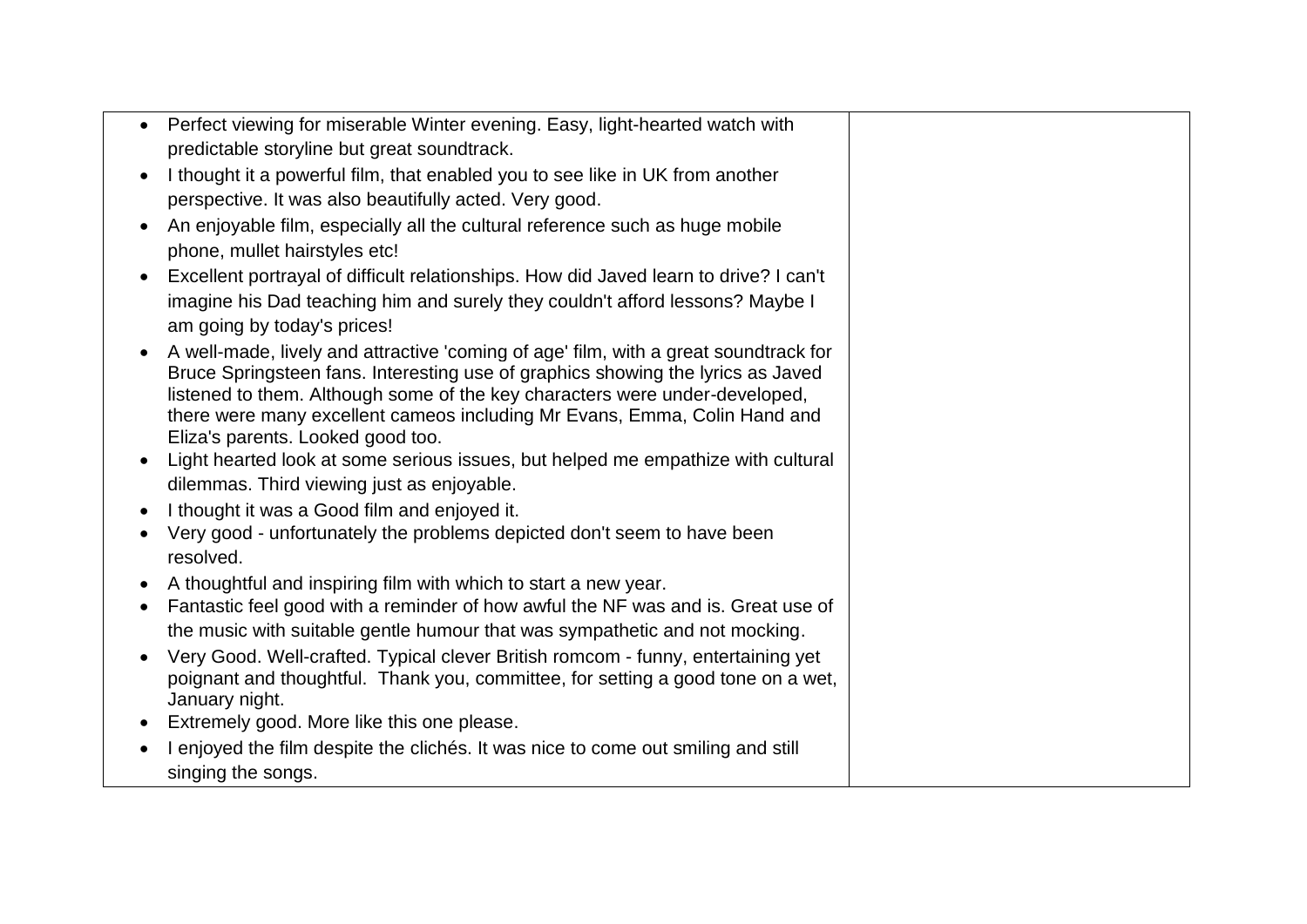| | |
|---|---|
| • Perfect viewing for miserable Winter evening. Easy, light-hearted watch with predictable storyline but great soundtrack.<br>• I thought it a powerful film, that enabled you to see like in UK from another perspective. It was also beautifully acted. Very good.<br>• An enjoyable film, especially all the cultural reference such as huge mobile phone, mullet hairstyles etc!<br>• Excellent portrayal of difficult relationships. How did Javed learn to drive? I can't imagine his Dad teaching him and surely they couldn't afford lessons? Maybe I am going by today's prices!<br>• A well-made, lively and attractive 'coming of age' film, with a great soundtrack for Bruce Springsteen fans. Interesting use of graphics showing the lyrics as Javed listened to them. Although some of the key characters were under-developed, there were many excellent cameos including Mr Evans, Emma, Colin Hand and Eliza's parents. Looked good too.<br>• Light hearted look at some serious issues, but helped me empathize with cultural dilemmas. Third viewing just as enjoyable.<br>• I thought it was a Good film and enjoyed it.<br>• Very good - unfortunately the problems depicted don't seem to have been resolved.<br>• A thoughtful and inspiring film with which to start a new year.<br>• Fantastic feel good with a reminder of how awful the NF was and is. Great use of the music with suitable gentle humour that was sympathetic and not mocking.<br>• Very Good. Well-crafted. Typical clever British romcom - funny, entertaining yet poignant and thoughtful. Thank you, committee, for setting a good tone on a wet, January night.<br>• Extremely good. More like this one please.<br>• I enjoyed the film despite the clichés. It was nice to come out smiling and still singing the songs. | |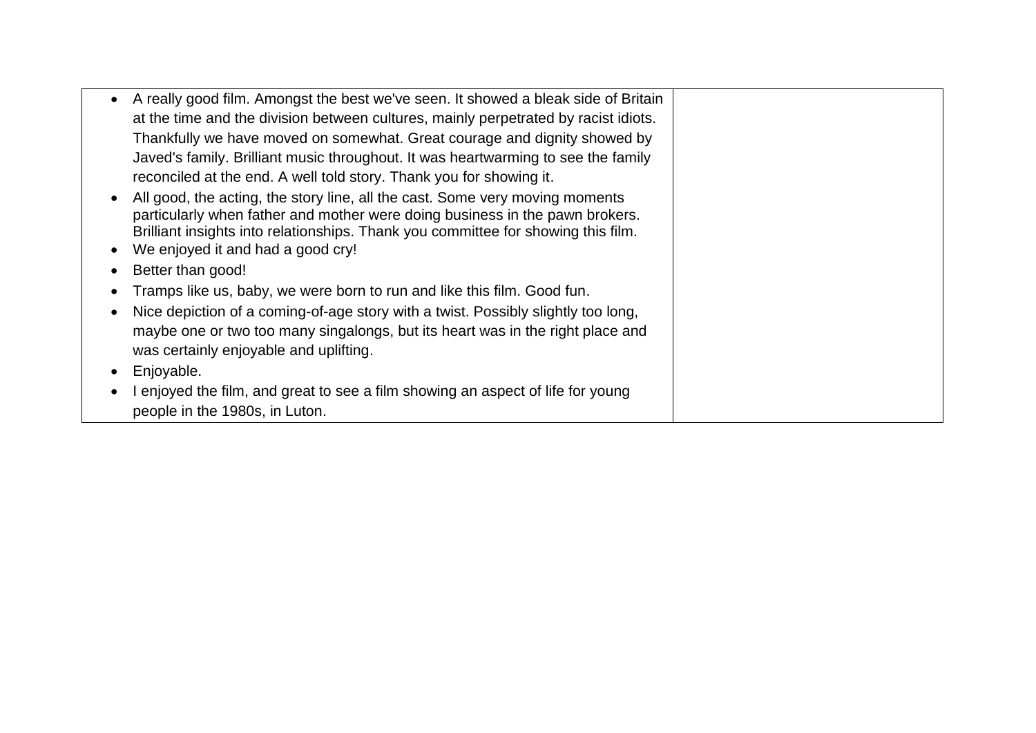| | |
|---|---|
| • A really good film. Amongst the best we've seen. It showed a bleak side of Britain at the time and the division between cultures, mainly perpetrated by racist idiots. Thankfully we have moved on somewhat. Great courage and dignity showed by Javed's family. Brilliant music throughout. It was heartwarming to see the family reconciled at the end. A well told story. Thank you for showing it.<br>• All good, the acting, the story line, all the cast. Some very moving moments particularly when father and mother were doing business in the pawn brokers. Brilliant insights into relationships. Thank you committee for showing this film.<br>• We enjoyed it and had a good cry!<br>• Better than good!<br>• Tramps like us, baby, we were born to run and like this film. Good fun.<br>• Nice depiction of a coming-of-age story with a twist. Possibly slightly too long, maybe one or two too many singalongs, but its heart was in the right place and was certainly enjoyable and uplifting.<br>• Enjoyable.<br>• I enjoyed the film, and great to see a film showing an aspect of life for young people in the 1980s, in Luton. | |